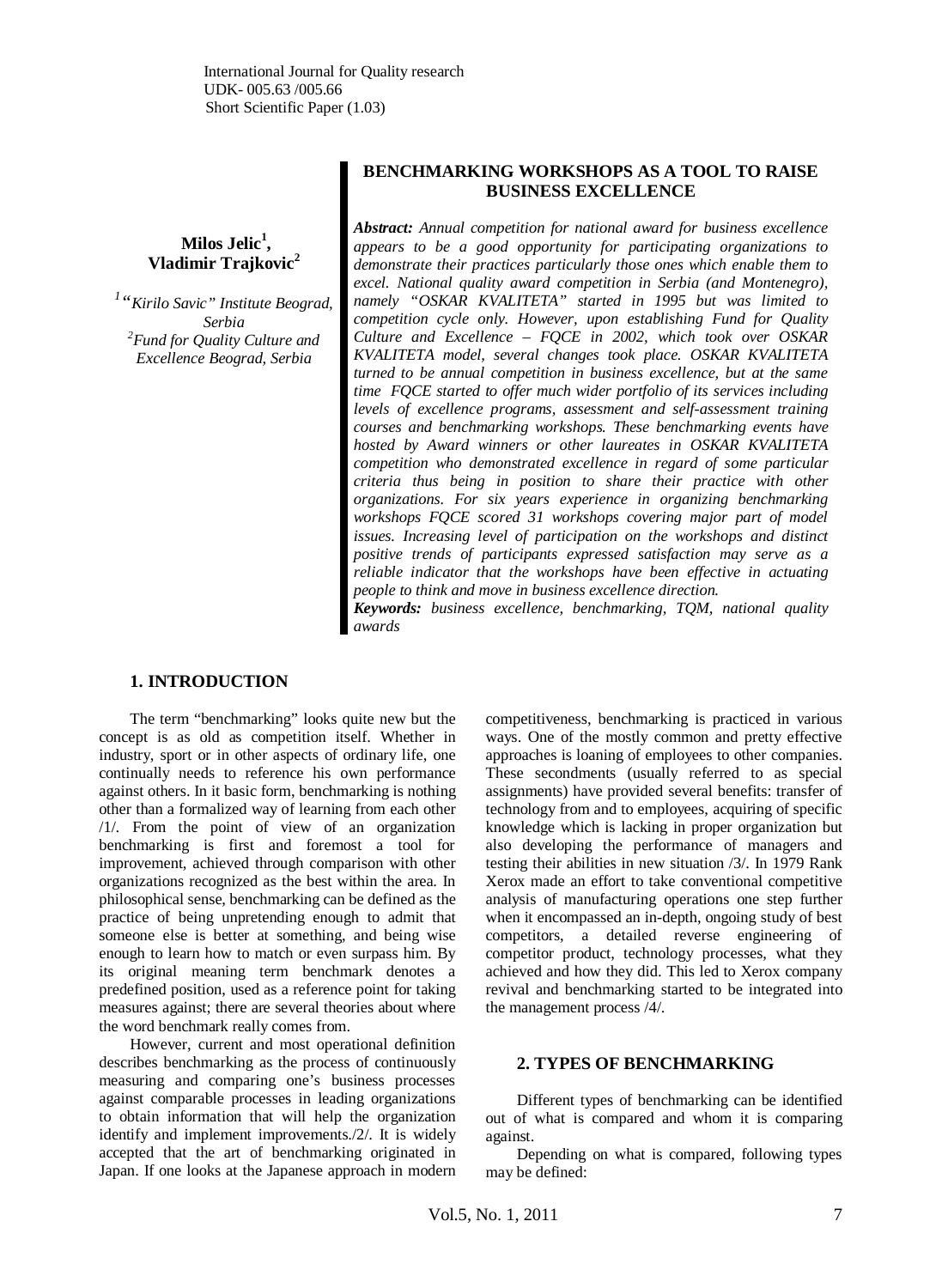International Journal for Quality research
UDK- 005.63 /005.66
Short Scientific Paper (1.03)

# BENCHMARKING WORKSHOPS AS A TOOL TO RAISE BUSINESS EXCELLENCE

**Milos Jelic[1], Vladimir Trajkovic[2]**

*[1] "Kirilo Savic" Institute Beograd, Serbia*
*[2] Fund for Quality Culture and Excellence Beograd, Serbia*

***Abstract:*** *Annual competition for national award for business excellence appears to be a good opportunity for participating organizations to demonstrate their practices particularly those ones which enable them to excel. National quality award competition in Serbia (and Montenegro), namely "OSKAR KVALITETA" started in 1995 but was limited to competition cycle only. However, upon establishing Fund for Quality Culture and Excellence – FQCE in 2002, which took over OSKAR KVALITETA model, several changes took place. OSKAR KVALITETA turned to be annual competition in business excellence, but at the same time FQCE started to offer much wider portfolio of its services including levels of excellence programs, assessment and self-assessment training courses and benchmarking workshops. These benchmarking events have hosted by Award winners or other laureates in OSKAR KVALITETA competition who demonstrated excellence in regard of some particular criteria thus being in position to share their practice with other organizations. For six years experience in organizing benchmarking workshops FQCE scored 31 workshops covering major part of model issues. Increasing level of participation on the workshops and distinct positive trends of participants expressed satisfaction may serve as a reliable indicator that the workshops have been effective in actuating people to think and move in business excellence direction.*

***Keywords:*** *business excellence, benchmarking, TQM, national quality awards*

## 1. INTRODUCTION

The term "benchmarking" looks quite new but the concept is as old as competition itself. Whether in industry, sport or in other aspects of ordinary life, one continually needs to reference his own performance against others. In it basic form, benchmarking is nothing other than a formalized way of learning from each other /1/. From the point of view of an organization benchmarking is first and foremost a tool for improvement, achieved through comparison with other organizations recognized as the best within the area. In philosophical sense, benchmarking can be defined as the practice of being unpretending enough to admit that someone else is better at something, and being wise enough to learn how to match or even surpass him. By its original meaning term benchmark denotes a predefined position, used as a reference point for taking measures against; there are several theories about where the word benchmark really comes from.

However, current and most operational definition describes benchmarking as the process of continuously measuring and comparing one's business processes against comparable processes in leading organizations to obtain information that will help the organization identify and implement improvements./2/. It is widely accepted that the art of benchmarking originated in Japan. If one looks at the Japanese approach in modern competitiveness, benchmarking is practiced in various ways. One of the mostly common and pretty effective approaches is loaning of employees to other companies. These secondments (usually referred to as special assignments) have provided several benefits: transfer of technology from and to employees, acquiring of specific knowledge which is lacking in proper organization but also developing the performance of managers and testing their abilities in new situation /3/. In 1979 Rank Xerox made an effort to take conventional competitive analysis of manufacturing operations one step further when it encompassed an in-depth, ongoing study of best competitors, a detailed reverse engineering of competitor product, technology processes, what they achieved and how they did. This led to Xerox company revival and benchmarking started to be integrated into the management process /4/.

## 2. TYPES OF BENCHMARKING

Different types of benchmarking can be identified out of what is compared and whom it is comparing against.

Depending on what is compared, following types may be defined: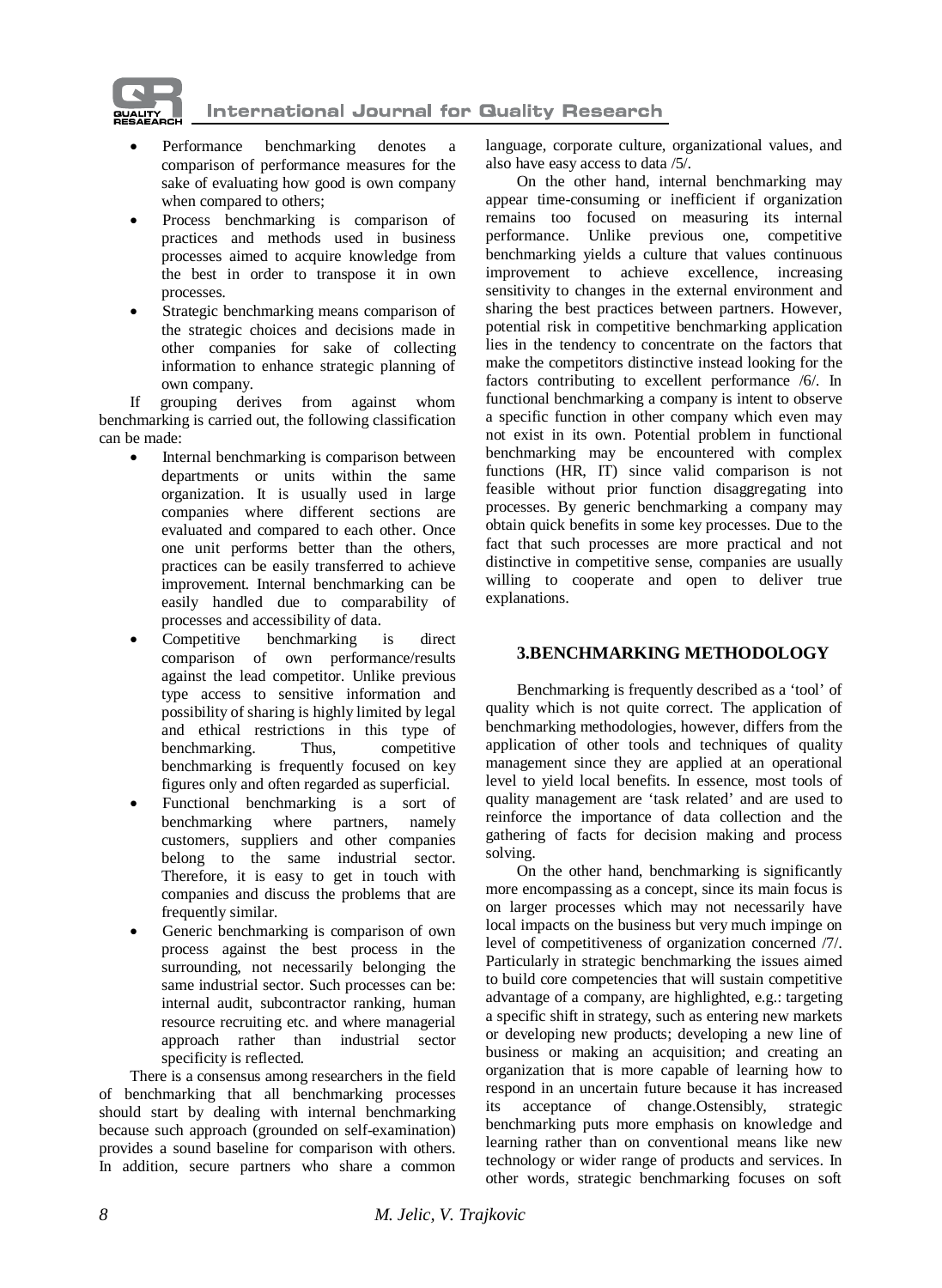- Performance benchmarking denotes a comparison of performance measures for the sake of evaluating how good is own company when compared to others;
- Process benchmarking is comparison of practices and methods used in business processes aimed to acquire knowledge from the best in order to transpose it in own processes.
- Strategic benchmarking means comparison of the strategic choices and decisions made in other companies for sake of collecting information to enhance strategic planning of own company.

If grouping derives from against whom benchmarking is carried out, the following classification can be made:

- Internal benchmarking is comparison between departments or units within the same organization. It is usually used in large companies where different sections are evaluated and compared to each other. Once one unit performs better than the others, practices can be easily transferred to achieve improvement. Internal benchmarking can be easily handled due to comparability of processes and accessibility of data.
- Competitive benchmarking is direct comparison of own performance/results against the lead competitor. Unlike previous type access to sensitive information and possibility of sharing is highly limited by legal and ethical restrictions in this type of benchmarking. Thus, competitive benchmarking is frequently focused on key figures only and often regarded as superficial.
- Functional benchmarking is a sort of benchmarking where partners, namely customers, suppliers and other companies belong to the same industrial sector. Therefore, it is easy to get in touch with companies and discuss the problems that are frequently similar.
- Generic benchmarking is comparison of own process against the best process in the surrounding, not necessarily belonging the same industrial sector. Such processes can be: internal audit, subcontractor ranking, human resource recruiting etc. and where managerial approach rather than industrial sector specificity is reflected.

There is a consensus among researchers in the field of benchmarking that all benchmarking processes should start by dealing with internal benchmarking because such approach (grounded on self-examination) provides a sound baseline for comparison with others. In addition, secure partners who share a common language, corporate culture, organizational values, and also have easy access to data /5/.

On the other hand, internal benchmarking may appear time-consuming or inefficient if organization remains too focused on measuring its internal performance. Unlike previous one, competitive benchmarking yields a culture that values continuous improvement to achieve excellence, increasing sensitivity to changes in the external environment and sharing the best practices between partners. However, potential risk in competitive benchmarking application lies in the tendency to concentrate on the factors that make the competitors distinctive instead looking for the factors contributing to excellent performance /6/. In functional benchmarking a company is intent to observe a specific function in other company which even may not exist in its own. Potential problem in functional benchmarking may be encountered with complex functions (HR, IT) since valid comparison is not feasible without prior function disaggregating into processes. By generic benchmarking a company may obtain quick benefits in some key processes. Due to the fact that such processes are more practical and not distinctive in competitive sense, companies are usually willing to cooperate and open to deliver true explanations.

## 3.BENCHMARKING METHODOLOGY

Benchmarking is frequently described as a 'tool' of quality which is not quite correct. The application of benchmarking methodologies, however, differs from the application of other tools and techniques of quality management since they are applied at an operational level to yield local benefits. In essence, most tools of quality management are 'task related' and are used to reinforce the importance of data collection and the gathering of facts for decision making and process solving.

On the other hand, benchmarking is significantly more encompassing as a concept, since its main focus is on larger processes which may not necessarily have local impacts on the business but very much impinge on level of competitiveness of organization concerned /7/. Particularly in strategic benchmarking the issues aimed to build core competencies that will sustain competitive advantage of a company, are highlighted, e.g.: targeting a specific shift in strategy, such as entering new markets or developing new products; developing a new line of business or making an acquisition; and creating an organization that is more capable of learning how to respond in an uncertain future because it has increased its acceptance of change.Ostensibly, strategic benchmarking puts more emphasis on knowledge and learning rather than on conventional means like new technology or wider range of products and services. In other words, strategic benchmarking focuses on soft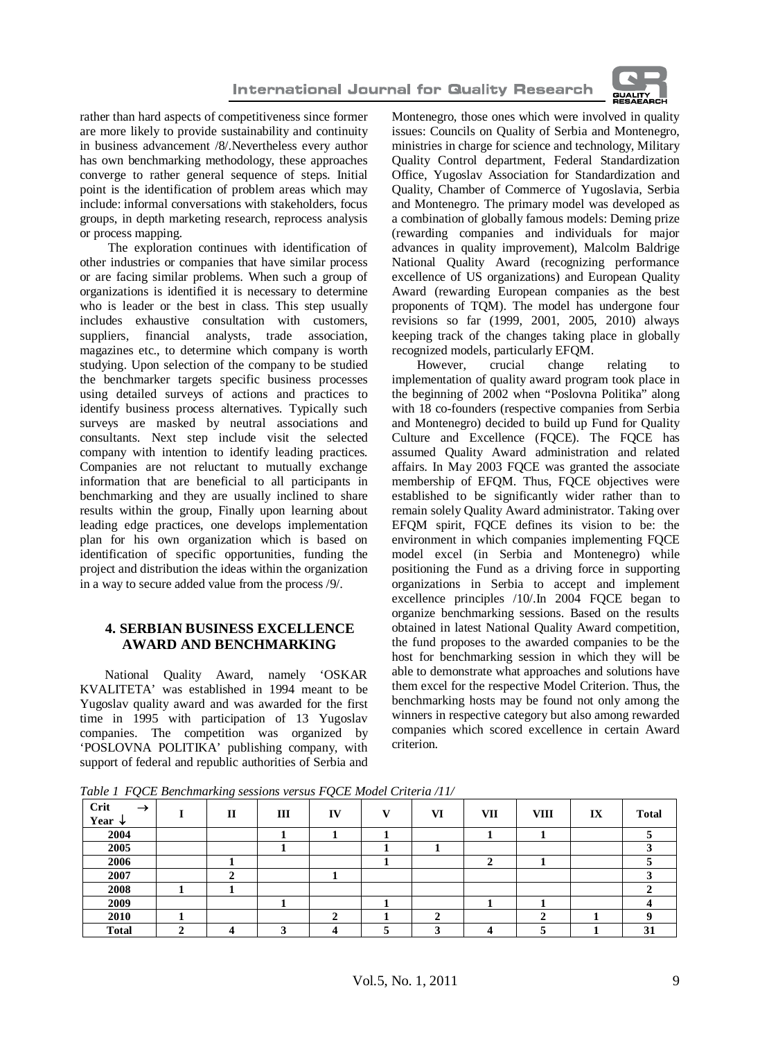rather than hard aspects of competitiveness since former are more likely to provide sustainability and continuity in business advancement /8/.Nevertheless every author has own benchmarking methodology, these approaches converge to rather general sequence of steps. Initial point is the identification of problem areas which may include: informal conversations with stakeholders, focus groups, in depth marketing research, reprocess analysis or process mapping.

The exploration continues with identification of other industries or companies that have similar process or are facing similar problems. When such a group of organizations is identified it is necessary to determine who is leader or the best in class. This step usually includes exhaustive consultation with customers, suppliers, financial analysts, trade association, magazines etc., to determine which company is worth studying. Upon selection of the company to be studied the benchmarker targets specific business processes using detailed surveys of actions and practices to identify business process alternatives. Typically such surveys are masked by neutral associations and consultants. Next step include visit the selected company with intention to identify leading practices. Companies are not reluctant to mutually exchange information that are beneficial to all participants in benchmarking and they are usually inclined to share results within the group, Finally upon learning about leading edge practices, one develops implementation plan for his own organization which is based on identification of specific opportunities, funding the project and distribution the ideas within the organization in a way to secure added value from the process /9/.

## 4. SERBIAN BUSINESS EXCELLENCE AWARD AND BENCHMARKING

National Quality Award, namely 'OSKAR KVALITETA' was established in 1994 meant to be Yugoslav quality award and was awarded for the first time in 1995 with participation of 13 Yugoslav companies. The competition was organized by 'POSLOVNA POLITIKA' publishing company, with support of federal and republic authorities of Serbia and Montenegro, those ones which were involved in quality issues: Councils on Quality of Serbia and Montenegro, ministries in charge for science and technology, Military Quality Control department, Federal Standardization Office, Yugoslav Association for Standardization and Quality, Chamber of Commerce of Yugoslavia, Serbia and Montenegro. The primary model was developed as a combination of globally famous models: Deming prize (rewarding companies and individuals for major advances in quality improvement), Malcolm Baldrige National Quality Award (recognizing performance excellence of US organizations) and European Quality Award (rewarding European companies as the best proponents of TQM). The model has undergone four revisions so far (1999, 2001, 2005, 2010) always keeping track of the changes taking place in globally recognized models, particularly EFQM.

However, crucial change relating to implementation of quality award program took place in the beginning of 2002 when "Poslovna Politika" along with 18 co-founders (respective companies from Serbia and Montenegro) decided to build up Fund for Quality Culture and Excellence (FQCE). The FQCE has assumed Quality Award administration and related affairs. In May 2003 FQCE was granted the associate membership of EFQM. Thus, FQCE objectives were established to be significantly wider rather than to remain solely Quality Award administrator. Taking over EFQM spirit, FQCE defines its vision to be: the environment in which companies implementing FQCE model excel (in Serbia and Montenegro) while positioning the Fund as a driving force in supporting organizations in Serbia to accept and implement excellence principles /10/.In 2004 FQCE began to organize benchmarking sessions. Based on the results obtained in latest National Quality Award competition, the fund proposes to the awarded companies to be the host for benchmarking session in which they will be able to demonstrate what approaches and solutions have them excel for the respective Model Criterion. Thus, the benchmarking hosts may be found not only among the winners in respective category but also among rewarded companies which scored excellence in certain Award criterion.

*Table 1 FQCE Benchmarking sessions versus FQCE Model Criteria /11/*

| Crit → Year ↓ | I | II | III | IV | V | VI | VII | VIII | IX | Total |
|---|---|---|---|---|---|---|---|---|---|---|
| **2004** | | | 1 | 1 | 1 | | 1 | 1 | | 5 |
| **2005** | | | 1 | | 1 | 1 | | | | 3 |
| **2006** | | 1 | | | 1 | | 2 | 1 | | 5 |
| **2007** | | 2 | | 1 | | | | | | 3 |
| **2008** | 1 | 1 | | | | | | | | 2 |
| **2009** | | | 1 | | 1 | | 1 | 1 | | 4 |
| **2010** | 1 | | | 2 | 1 | 2 | | 2 | 1 | 9 |
| **Total** | 2 | 4 | 3 | 4 | 5 | 3 | 4 | 5 | 1 | 31 |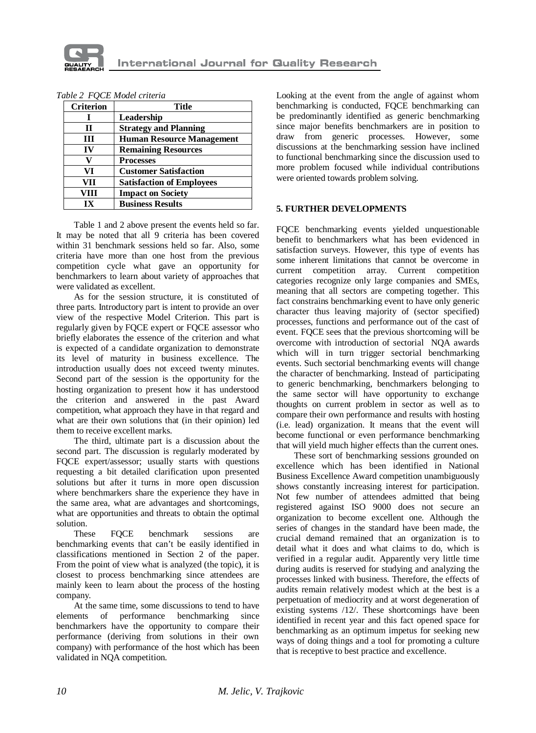*Table 2 FQCE Model criteria*

| Criterion | Title |
|---|---|
| I | Leadership |
| II | Strategy and Planning |
| III | Human Resource Management |
| IV | Remaining Resources |
| V | Processes |
| VI | Customer Satisfaction |
| VII | Satisfaction of Employees |
| VIII | Impact on Society |
| IX | Business Results |

Table 1 and 2 above present the events held so far. It may be noted that all 9 criteria has been covered within 31 benchmark sessions held so far. Also, some criteria have more than one host from the previous competition cycle what gave an opportunity for benchmarkers to learn about variety of approaches that were validated as excellent.

As for the session structure, it is constituted of three parts. Introductory part is intent to provide an over view of the respective Model Criterion. This part is regularly given by FQCE expert or FQCE assessor who briefly elaborates the essence of the criterion and what is expected of a candidate organization to demonstrate its level of maturity in business excellence. The introduction usually does not exceed twenty minutes. Second part of the session is the opportunity for the hosting organization to present how it has understood the criterion and answered in the past Award competition, what approach they have in that regard and what are their own solutions that (in their opinion) led them to receive excellent marks.

The third, ultimate part is a discussion about the second part. The discussion is regularly moderated by FQCE expert/assessor; usually starts with questions requesting a bit detailed clarification upon presented solutions but after it turns in more open discussion where benchmarkers share the experience they have in the same area, what are advantages and shortcomings, what are opportunities and threats to obtain the optimal solution.

These FQCE benchmark sessions are benchmarking events that can't be easily identified in classifications mentioned in Section 2 of the paper. From the point of view what is analyzed (the topic), it is closest to process benchmarking since attendees are mainly keen to learn about the process of the hosting company.

At the same time, some discussions to tend to have elements of performance benchmarking since benchmarkers have the opportunity to compare their performance (deriving from solutions in their own company) with performance of the host which has been validated in NQA competition.

Looking at the event from the angle of against whom benchmarking is conducted, FQCE benchmarking can be predominantly identified as generic benchmarking since major benefits benchmarkers are in position to draw from generic processes. However, some discussions at the benchmarking session have inclined to functional benchmarking since the discussion used to more problem focused while individual contributions were oriented towards problem solving.

## 5. FURTHER DEVELOPMENTS

FQCE benchmarking events yielded unquestionable benefit to benchmarkers what has been evidenced in satisfaction surveys. However, this type of events has some inherent limitations that cannot be overcome in current competition array. Current competition categories recognize only large companies and SMEs, meaning that all sectors are competing together. This fact constrains benchmarking event to have only generic character thus leaving majority of (sector specified) processes, functions and performance out of the cast of event. FQCE sees that the previous shortcoming will be overcome with introduction of sectorial NQA awards which will in turn trigger sectorial benchmarking events. Such sectorial benchmarking events will change the character of benchmarking. Instead of participating to generic benchmarking, benchmarkers belonging to the same sector will have opportunity to exchange thoughts on current problem in sector as well as to compare their own performance and results with hosting (i.e. lead) organization. It means that the event will become functional or even performance benchmarking that will yield much higher effects than the current ones.

These sort of benchmarking sessions grounded on excellence which has been identified in National Business Excellence Award competition unambiguously shows constantly increasing interest for participation. Not few number of attendees admitted that being registered against ISO 9000 does not secure an organization to become excellent one. Although the series of changes in the standard have been made, the crucial demand remained that an organization is to detail what it does and what claims to do, which is verified in a regular audit. Apparently very little time during audits is reserved for studying and analyzing the processes linked with business. Therefore, the effects of audits remain relatively modest which at the best is a perpetuation of mediocrity and at worst degeneration of existing systems /12/. These shortcomings have been identified in recent year and this fact opened space for benchmarking as an optimum impetus for seeking new ways of doing things and a tool for promoting a culture that is receptive to best practice and excellence.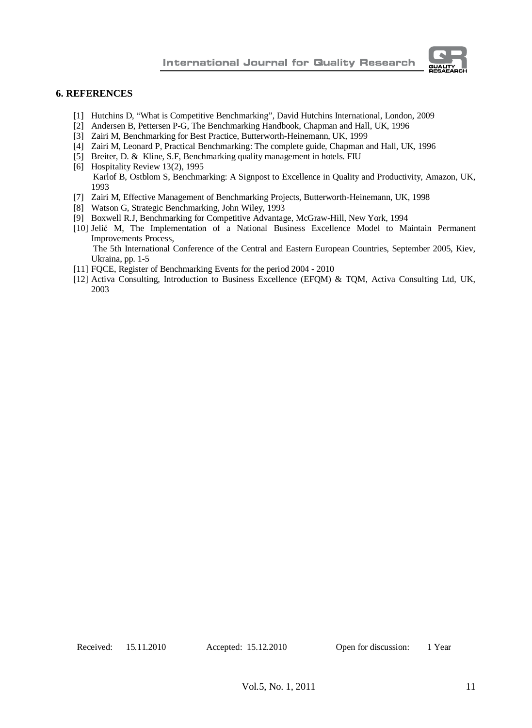## 6. REFERENCES

[1] Hutchins D, "What is Competitive Benchmarking", David Hutchins International, London, 2009

[2] Andersen B, Pettersen P-G, The Benchmarking Handbook, Chapman and Hall, UK, 1996

[3] Zairi M, Benchmarking for Best Practice, Butterworth-Heinemann, UK, 1999

[4] Zairi M, Leonard P, Practical Benchmarking: The complete guide, Chapman and Hall, UK, 1996

[5] Breiter, D. & Kline, S.F, Benchmarking quality management in hotels. FIU

[6] Hospitality Review 13(2), 1995
Karlof B, Ostblom S, Benchmarking: A Signpost to Excellence in Quality and Productivity, Amazon, UK, 1993

[7] Zairi M, Effective Management of Benchmarking Projects, Butterworth-Heinemann, UK, 1998

[8] Watson G, Strategic Benchmarking, John Wiley, 1993

[9] Boxwell R.J, Benchmarking for Competitive Advantage, McGraw-Hill, New York, 1994

[10] Jelić M, The Implementation of a National Business Excellence Model to Maintain Permanent Improvements Process,
The 5th International Conference of the Central and Eastern European Countries, September 2005, Kiev, Ukraina, pp. 1-5

[11] FQCE, Register of Benchmarking Events for the period 2004 - 2010

[12] Activa Consulting, Introduction to Business Excellence (EFQM) & TQM, Activa Consulting Ltd, UK, 2003

Received: 15.11.2010 Accepted: 15.12.2010 Open for discussion: 1 Year